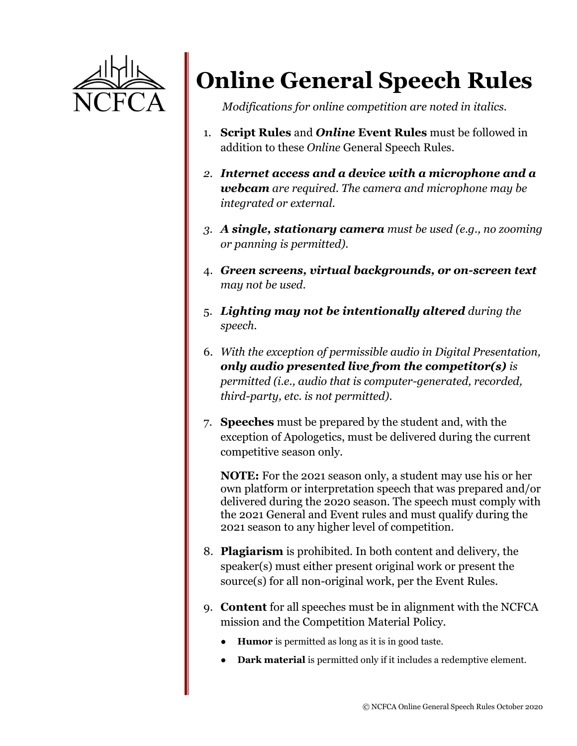NCFCA

# Online General Speech Rules

*Modifications for online competition are noted in italics.*

1. **Script Rules** and ***Online*** **Event Rules** must be followed in addition to these *Online* General Speech Rules.
2. ***Internet access and a device with a microphone and a webcam*** *are required. The camera and microphone may be integrated or external.*
3. ***A single, stationary camera*** *must be used (e.g., no zooming or panning is permitted).*
4. ***Green screens, virtual backgrounds, or on-screen text*** *may not be used.*
5. ***Lighting may not be intentionally altered*** *during the speech.*
6. *With the exception of permissible audio in Digital Presentation,* ***only audio presented live from the competitor(s)*** *is permitted (i.e., audio that is computer-generated, recorded, third-party, etc. is not permitted).*
7. **Speeches** must be prepared by the student and, with the exception of Apologetics, must be delivered during the current competitive season only.

   **NOTE:** For the 2021 season only, a student may use his or her own platform or interpretation speech that was prepared and/or delivered during the 2020 season. The speech must comply with the 2021 General and Event rules and must qualify during the 2021 season to any higher level of competition.
8. **Plagiarism** is prohibited. In both content and delivery, the speaker(s) must either present original work or present the source(s) for all non-original work, per the Event Rules.
9. **Content** for all speeches must be in alignment with the NCFCA mission and the Competition Material Policy.
   - **Humor** is permitted as long as it is in good taste.
   - **Dark material** is permitted only if it includes a redemptive element.

© NCFCA Online General Speech Rules October 2020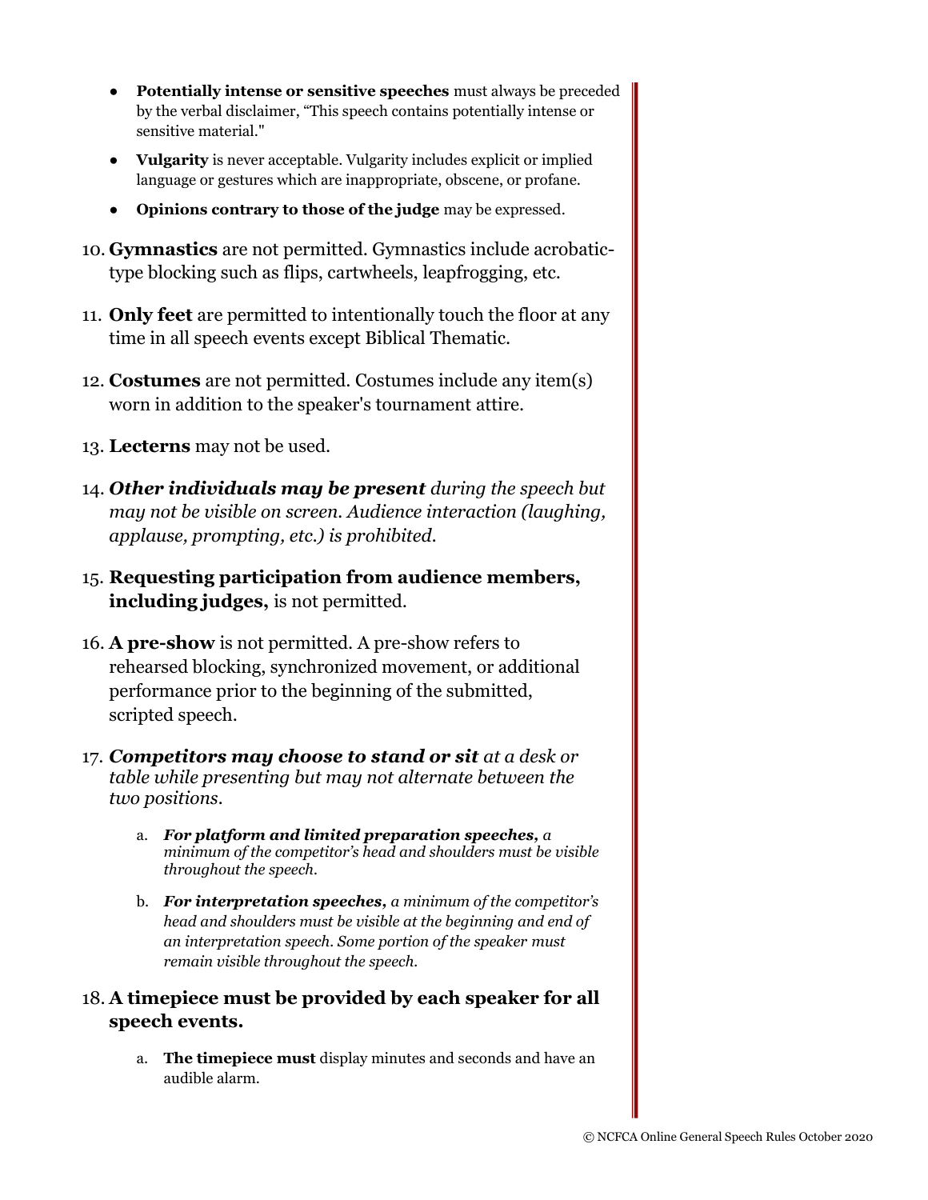- **Potentially intense or sensitive speeches** must always be preceded by the verbal disclaimer, "This speech contains potentially intense or sensitive material."
- **Vulgarity** is never acceptable. Vulgarity includes explicit or implied language or gestures which are inappropriate, obscene, or profane.
- **Opinions contrary to those of the judge** may be expressed.

10. **Gymnastics** are not permitted. Gymnastics include acrobatic-type blocking such as flips, cartwheels, leapfrogging, etc.
11. **Only feet** are permitted to intentionally touch the floor at any time in all speech events except Biblical Thematic.
12. **Costumes** are not permitted. Costumes include any item(s) worn in addition to the speaker's tournament attire.
13. **Lecterns** may not be used.
14. ***Other individuals may be present*** *during the speech but may not be visible on screen. Audience interaction (laughing, applause, prompting, etc.) is prohibited.*
15. **Requesting participation from audience members, including judges,** is not permitted.
16. **A pre-show** is not permitted. A pre-show refers to rehearsed blocking, synchronized movement, or additional performance prior to the beginning of the submitted, scripted speech.
17. ***Competitors may choose to stand or sit*** *at a desk or table while presenting but may not alternate between the two positions.*
    a. ***For platform and limited preparation speeches,*** *a minimum of the competitor's head and shoulders must be visible throughout the speech.*
    b. ***For interpretation speeches,*** *a minimum of the competitor's head and shoulders must be visible at the beginning and end of an interpretation speech. Some portion of the speaker must remain visible throughout the speech.*
18. **A timepiece must be provided by each speaker for all speech events.**
    a. **The timepiece must** display minutes and seconds and have an audible alarm.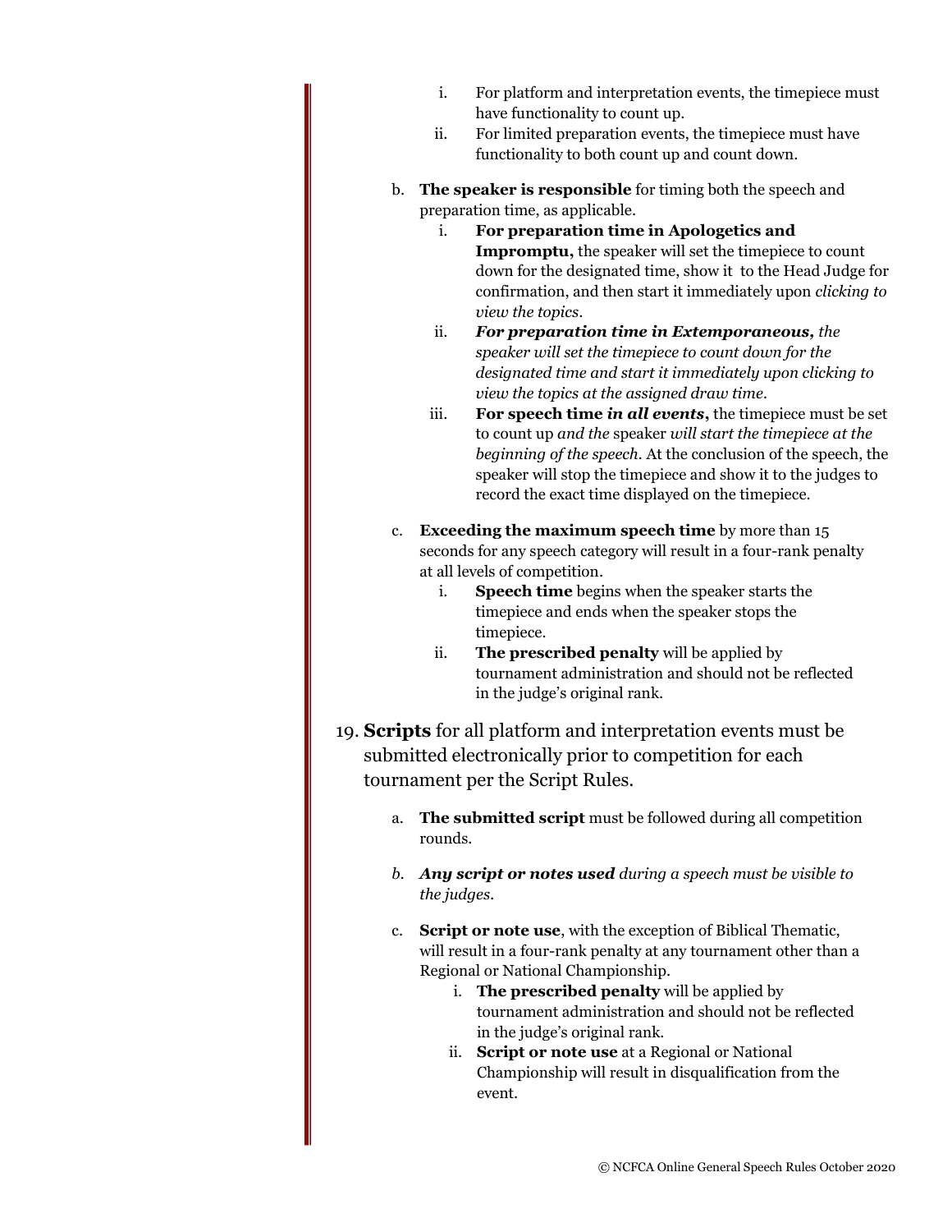i. For platform and interpretation events, the timepiece must have functionality to count up.
   ii. For limited preparation events, the timepiece must have functionality to both count up and count down.

b. **The speaker is responsible** for timing both the speech and preparation time, as applicable.
   i. **For preparation time in Apologetics and Impromptu,** the speaker will set the timepiece to count down for the designated time, show it to the Head Judge for confirmation, and then start it immediately upon *clicking to view the topics*.
   ii. ***For preparation time in Extemporaneous****, the speaker will set the timepiece to count down for the designated time and start it immediately upon clicking to view the topics at the assigned draw time.*
   iii. **For speech time *in all events*,** the timepiece must be set to count up *and the* speaker *will start the timepiece at the beginning of the speech*. At the conclusion of the speech, the speaker will stop the timepiece and show it to the judges to record the exact time displayed on the timepiece.

c. **Exceeding the maximum speech time** by more than 15 seconds for any speech category will result in a four-rank penalty at all levels of competition.
   i. **Speech time** begins when the speaker starts the timepiece and ends when the speaker stops the timepiece.
   ii. **The prescribed penalty** will be applied by tournament administration and should not be reflected in the judge's original rank.

19. **Scripts** for all platform and interpretation events must be submitted electronically prior to competition for each tournament per the Script Rules.

   a. **The submitted script** must be followed during all competition rounds.

   *b.* ***Any script or notes used*** *during a speech must be visible to the judges.*

   c. **Script or note use**, with the exception of Biblical Thematic, will result in a four-rank penalty at any tournament other than a Regional or National Championship.
      i. **The prescribed penalty** will be applied by tournament administration and should not be reflected in the judge's original rank.
      ii. **Script or note use** at a Regional or National Championship will result in disqualification from the event.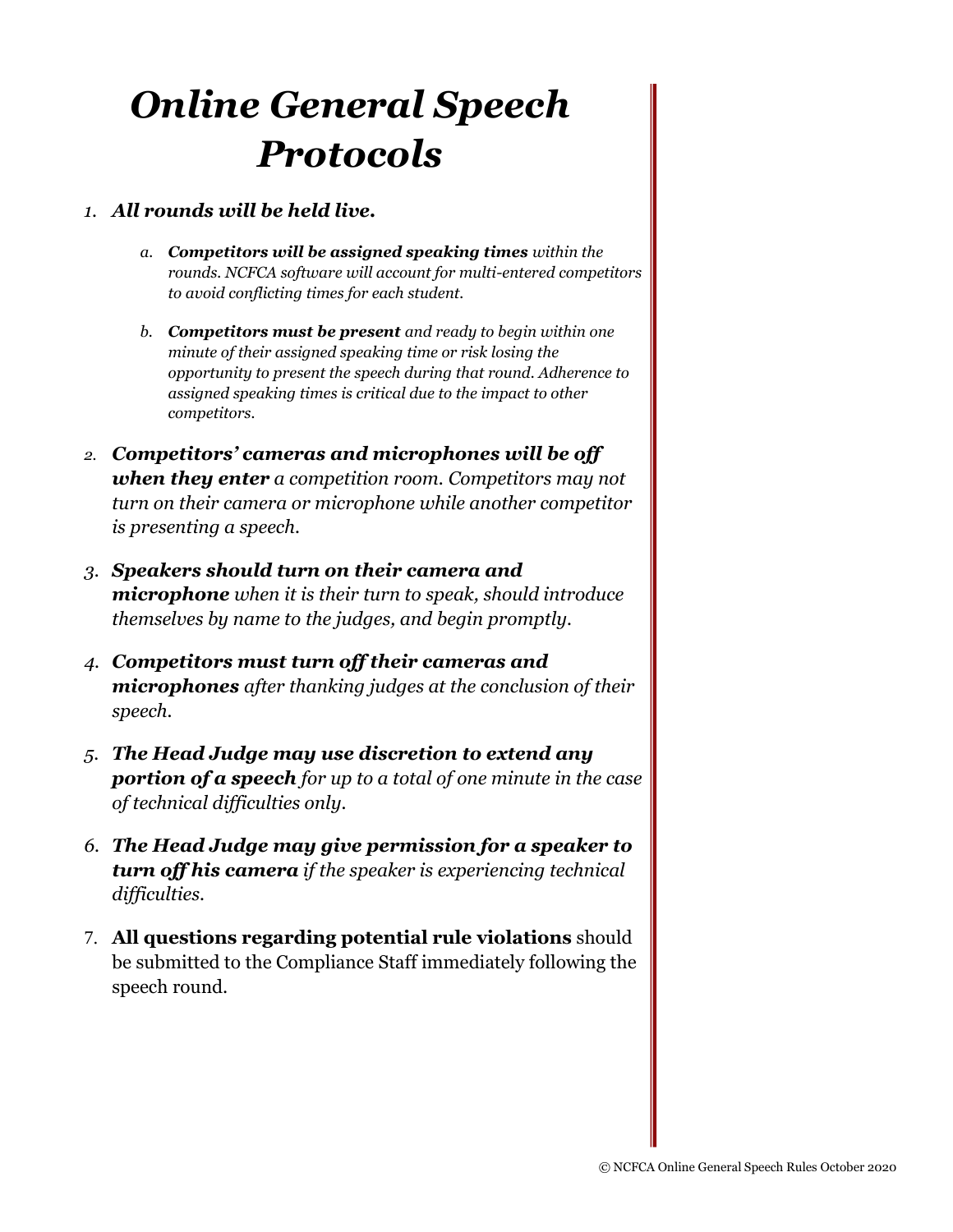# *Online General Speech Protocols*

1. ***All rounds will be held live.***

    a. ***Competitors will be assigned speaking times*** *within the rounds. NCFCA software will account for multi-entered competitors to avoid conflicting times for each student.*

    b. ***Competitors must be present*** *and ready to begin within one minute of their assigned speaking time or risk losing the opportunity to present the speech during that round. Adherence to assigned speaking times is critical due to the impact to other competitors.*

2. ***Competitors' cameras and microphones will be off when they enter*** *a competition room. Competitors may not turn on their camera or microphone while another competitor is presenting a speech.*

3. ***Speakers should turn on their camera and microphone*** *when it is their turn to speak, should introduce themselves by name to the judges, and begin promptly.*

4. ***Competitors must turn off their cameras and microphones*** *after thanking judges at the conclusion of their speech.*

5. ***The Head Judge may use discretion to extend any portion of a speech*** *for up to a total of one minute in the case of technical difficulties only.*

6. ***The Head Judge may give permission for a speaker to turn off his camera*** *if the speaker is experiencing technical difficulties.*

7. **All questions regarding potential rule violations** should be submitted to the Compliance Staff immediately following the speech round.